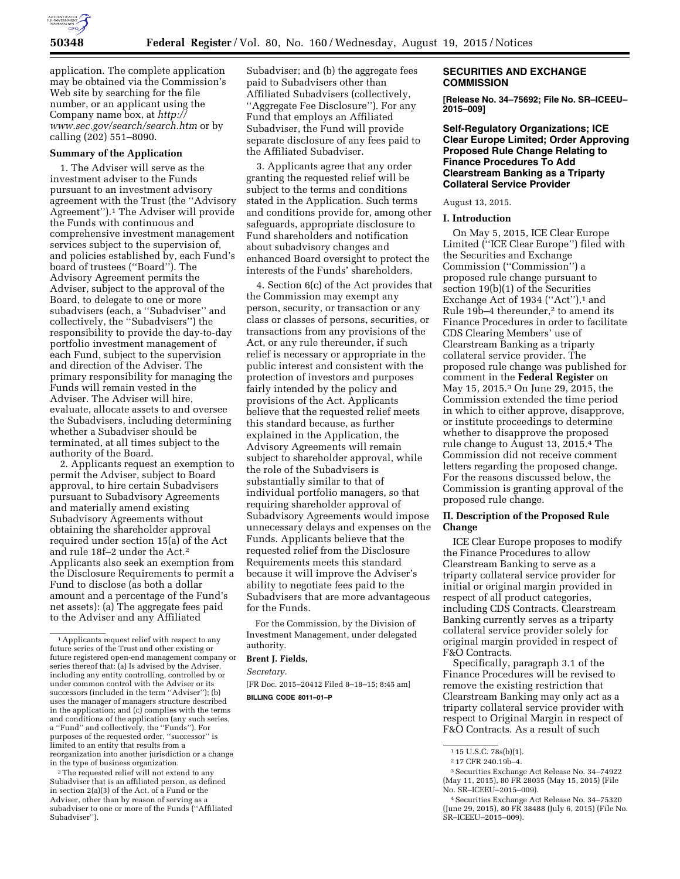application. The complete application may be obtained via the Commission's Web site by searching for the file number, or an applicant using the Company name box, at *http://www.sec.gov/search/search.htm* or by calling (202) 551–8090.

**Summary of the Application**

1. The Adviser will serve as the investment adviser to the Funds pursuant to an investment advisory agreement with the Trust (the "Advisory Agreement").[1] The Adviser will provide the Funds with continuous and comprehensive investment management services subject to the supervision of, and policies established by, each Fund's board of trustees ("Board"). The Advisory Agreement permits the Adviser, subject to the approval of the Board, to delegate to one or more subadvisers (each, a "Subadviser" and collectively, the "Subadvisers") the responsibility to provide the day-to-day portfolio investment management of each Fund, subject to the supervision and direction of the Adviser. The primary responsibility for managing the Funds will remain vested in the Adviser. The Adviser will hire, evaluate, allocate assets to and oversee the Subadvisers, including determining whether a Subadviser should be terminated, at all times subject to the authority of the Board.

2. Applicants request an exemption to permit the Adviser, subject to Board approval, to hire certain Subadvisers pursuant to Subadvisory Agreements and materially amend existing Subadvisory Agreements without obtaining the shareholder approval required under section 15(a) of the Act and rule 18f–2 under the Act.[2] Applicants also seek an exemption from the Disclosure Requirements to permit a Fund to disclose (as both a dollar amount and a percentage of the Fund's net assets): (a) The aggregate fees paid to the Adviser and any Affiliated Subadviser; and (b) the aggregate fees paid to Subadvisers other than Affiliated Subadvisers (collectively, "Aggregate Fee Disclosure"). For any Fund that employs an Affiliated Subadviser, the Fund will provide separate disclosure of any fees paid to the Affiliated Subadviser.

3. Applicants agree that any order granting the requested relief will be subject to the terms and conditions stated in the Application. Such terms and conditions provide for, among other safeguards, appropriate disclosure to Fund shareholders and notification about subadvisory changes and enhanced Board oversight to protect the interests of the Funds' shareholders.

4. Section 6(c) of the Act provides that the Commission may exempt any person, security, or transaction or any class or classes of persons, securities, or transactions from any provisions of the Act, or any rule thereunder, if such relief is necessary or appropriate in the public interest and consistent with the protection of investors and purposes fairly intended by the policy and provisions of the Act. Applicants believe that the requested relief meets this standard because, as further explained in the Application, the Advisory Agreements will remain subject to shareholder approval, while the role of the Subadvisers is substantially similar to that of individual portfolio managers, so that requiring shareholder approval of Subadvisory Agreements would impose unnecessary delays and expenses on the Funds. Applicants believe that the requested relief from the Disclosure Requirements meets this standard because it will improve the Adviser's ability to negotiate fees paid to the Subadvisers that are more advantageous for the Funds.

For the Commission, by the Division of Investment Management, under delegated authority.

**Brent J. Fields,**

*Secretary.*

[FR Doc. 2015–20412 Filed 8–18–15; 8:45 am]

**BILLING CODE 8011–01–P**

[1] Applicants request relief with respect to any future series of the Trust and other existing or future registered open-end management company or series thereof that: (a) Is advised by the Adviser, including any entity controlling, controlled by or under common control with the Adviser or its successors (included in the term "Adviser"); (b) uses the manager of managers structure described in the application; and (c) complies with the terms and conditions of the application (any such series, a "Fund" and collectively, the "Funds"). For purposes of the requested order, "successor" is limited to an entity that results from a reorganization into another jurisdiction or a change in the type of business organization.

[2] The requested relief will not extend to any Subadviser that is an affiliated person, as defined in section 2(a)(3) of the Act, of a Fund or the Adviser, other than by reason of serving as a subadviser to one or more of the Funds ("Affiliated Subadviser").

## SECURITIES AND EXCHANGE COMMISSION

**[Release No. 34–75692; File No. SR–ICEEU–2015–009]**

### Self-Regulatory Organizations; ICE Clear Europe Limited; Order Approving Proposed Rule Change Relating to Finance Procedures To Add Clearstream Banking as a Triparty Collateral Service Provider

August 13, 2015.

**I. Introduction**

On May 5, 2015, ICE Clear Europe Limited ("ICE Clear Europe") filed with the Securities and Exchange Commission ("Commission") a proposed rule change pursuant to section 19(b)(1) of the Securities Exchange Act of 1934 ("Act"),[1] and Rule 19b–4 thereunder,[2] to amend its Finance Procedures in order to facilitate CDS Clearing Members' use of Clearstream Banking as a triparty collateral service provider. The proposed rule change was published for comment in the **Federal Register** on May 15, 2015.[3] On June 29, 2015, the Commission extended the time period in which to either approve, disapprove, or institute proceedings to determine whether to disapprove the proposed rule change to August 13, 2015.[4] The Commission did not receive comment letters regarding the proposed change. For the reasons discussed below, the Commission is granting approval of the proposed rule change.

**II. Description of the Proposed Rule Change**

ICE Clear Europe proposes to modify the Finance Procedures to allow Clearstream Banking to serve as a triparty collateral service provider for initial or original margin provided in respect of all product categories, including CDS Contracts. Clearstream Banking currently serves as a triparty collateral service provider solely for original margin provided in respect of F&O Contracts.

Specifically, paragraph 3.1 of the Finance Procedures will be revised to remove the existing restriction that Clearstream Banking may only act as a triparty collateral service provider with respect to Original Margin in respect of F&O Contracts. As a result of such

[1] 15 U.S.C. 78s(b)(1).

[2] 17 CFR 240.19b–4.

[3] Securities Exchange Act Release No. 34–74922 (May 11, 2015), 80 FR 28035 (May 15, 2015) (File No. SR–ICEEU–2015–009).

[4] Securities Exchange Act Release No. 34–75320 (June 29, 2015), 80 FR 38488 (July 6, 2015) (File No. SR–ICEEU–2015–009).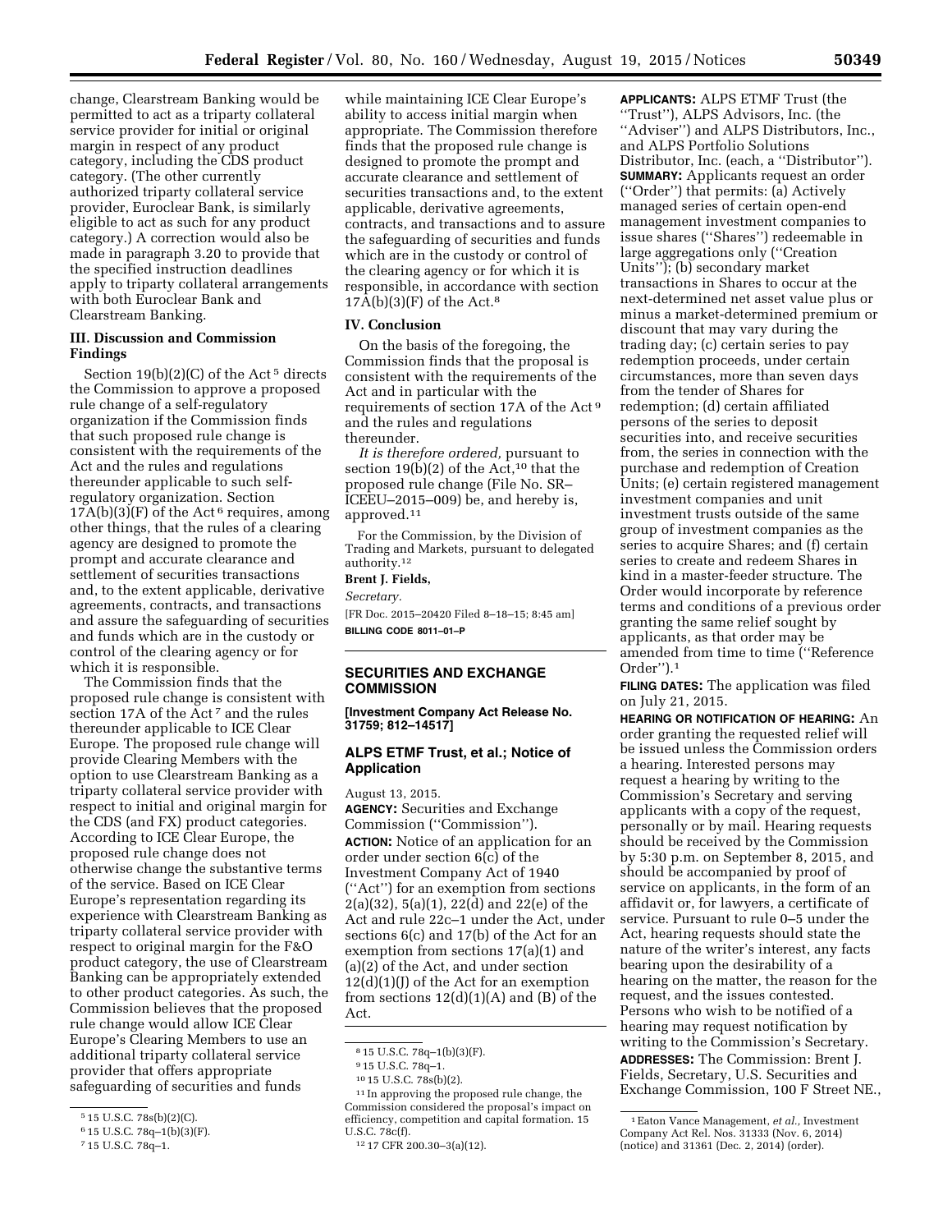change, Clearstream Banking would be permitted to act as a triparty collateral service provider for initial or original margin in respect of any product category, including the CDS product category. (The other currently authorized triparty collateral service provider, Euroclear Bank, is similarly eligible to act as such for any product category.) A correction would also be made in paragraph 3.20 to provide that the specified instruction deadlines apply to triparty collateral arrangements with both Euroclear Bank and Clearstream Banking.

### III. Discussion and Commission Findings

Section 19(b)(2)(C) of the Act [5] directs the Commission to approve a proposed rule change of a self-regulatory organization if the Commission finds that such proposed rule change is consistent with the requirements of the Act and the rules and regulations thereunder applicable to such self-regulatory organization. Section 17A(b)(3)(F) of the Act [6] requires, among other things, that the rules of a clearing agency are designed to promote the prompt and accurate clearance and settlement of securities transactions and, to the extent applicable, derivative agreements, contracts, and transactions and assure the safeguarding of securities and funds which are in the custody or control of the clearing agency or for which it is responsible.

The Commission finds that the proposed rule change is consistent with section 17A of the Act [7] and the rules thereunder applicable to ICE Clear Europe. The proposed rule change will provide Clearing Members with the option to use Clearstream Banking as a triparty collateral service provider with respect to initial and original margin for the CDS (and FX) product categories. According to ICE Clear Europe, the proposed rule change does not otherwise change the substantive terms of the service. Based on ICE Clear Europe's representation regarding its experience with Clearstream Banking as triparty collateral service provider with respect to original margin for the F&O product category, the use of Clearstream Banking can be appropriately extended to other product categories. As such, the Commission believes that the proposed rule change would allow ICE Clear Europe's Clearing Members to use an additional triparty collateral service provider that offers appropriate safeguarding of securities and funds while maintaining ICE Clear Europe's ability to access initial margin when appropriate. The Commission therefore finds that the proposed rule change is designed to promote the prompt and accurate clearance and settlement of securities transactions and, to the extent applicable, derivative agreements, contracts, and transactions and to assure the safeguarding of securities and funds which are in the custody or control of the clearing agency or for which it is responsible, in accordance with section 17A(b)(3)(F) of the Act.[8]

### IV. Conclusion

On the basis of the foregoing, the Commission finds that the proposal is consistent with the requirements of the Act and in particular with the requirements of section 17A of the Act [9] and the rules and regulations thereunder.

*It is therefore ordered,* pursuant to section 19(b)(2) of the Act,[10] that the proposed rule change (File No. SR–ICEEU–2015–009) be, and hereby is, approved.[11]

For the Commission, by the Division of Trading and Markets, pursuant to delegated authority.[12]

**Brent J. Fields,**

*Secretary.*

[FR Doc. 2015–20420 Filed 8–18–15; 8:45 am]

**BILLING CODE 8011–01–P**

[5] 15 U.S.C. 78s(b)(2)(C).

[6] 15 U.S.C. 78q–1(b)(3)(F).

[7] 15 U.S.C. 78q–1.

[8] 15 U.S.C. 78q–1(b)(3)(F).

[9] 15 U.S.C. 78q–1.

[10] 15 U.S.C. 78s(b)(2).

[11] In approving the proposed rule change, the Commission considered the proposal's impact on efficiency, competition and capital formation. 15 U.S.C. 78c(f).

[12] 17 CFR 200.30–3(a)(12).

## SECURITIES AND EXCHANGE COMMISSION

**[Investment Company Act Release No. 31759; 812–14517]**

## ALPS ETMF Trust, et al.; Notice of Application

August 13, 2015.

**AGENCY:** Securities and Exchange Commission ("Commission").

**ACTION:** Notice of an application for an order under section 6(c) of the Investment Company Act of 1940 ("Act") for an exemption from sections 2(a)(32), 5(a)(1), 22(d) and 22(e) of the Act and rule 22c–1 under the Act, under sections 6(c) and 17(b) of the Act for an exemption from sections 17(a)(1) and (a)(2) of the Act, and under section 12(d)(1)(J) of the Act for an exemption from sections 12(d)(1)(A) and (B) of the Act.

**APPLICANTS:** ALPS ETMF Trust (the "Trust"), ALPS Advisors, Inc. (the "Adviser") and ALPS Distributors, Inc., and ALPS Portfolio Solutions Distributor, Inc. (each, a "Distributor").

**SUMMARY:** Applicants request an order ("Order") that permits: (a) Actively managed series of certain open-end management investment companies to issue shares ("Shares") redeemable in large aggregations only ("Creation Units"); (b) secondary market transactions in Shares to occur at the next-determined net asset value plus or minus a market-determined premium or discount that may vary during the trading day; (c) certain series to pay redemption proceeds, under certain circumstances, more than seven days from the tender of Shares for redemption; (d) certain affiliated persons of the series to deposit securities into, and receive securities from, the series in connection with the purchase and redemption of Creation Units; (e) certain registered management investment companies and unit investment trusts outside of the same group of investment companies as the series to acquire Shares; and (f) certain series to create and redeem Shares in kind in a master-feeder structure. The Order would incorporate by reference terms and conditions of a previous order granting the same relief sought by applicants, as that order may be amended from time to time ("Reference Order").[1]

**FILING DATES:** The application was filed on July 21, 2015.

**HEARING OR NOTIFICATION OF HEARING:** An order granting the requested relief will be issued unless the Commission orders a hearing. Interested persons may request a hearing by writing to the Commission's Secretary and serving applicants with a copy of the request, personally or by mail. Hearing requests should be received by the Commission by 5:30 p.m. on September 8, 2015, and should be accompanied by proof of service on applicants, in the form of an affidavit or, for lawyers, a certificate of service. Pursuant to rule 0–5 under the Act, hearing requests should state the nature of the writer's interest, any facts bearing upon the desirability of a hearing on the matter, the reason for the request, and the issues contested. Persons who wish to be notified of a hearing may request notification by writing to the Commission's Secretary.

**ADDRESSES:** The Commission: Brent J. Fields, Secretary, U.S. Securities and Exchange Commission, 100 F Street NE.,

[1] Eaton Vance Management, *et al.,* Investment Company Act Rel. Nos. 31333 (Nov. 6, 2014) (notice) and 31361 (Dec. 2, 2014) (order).